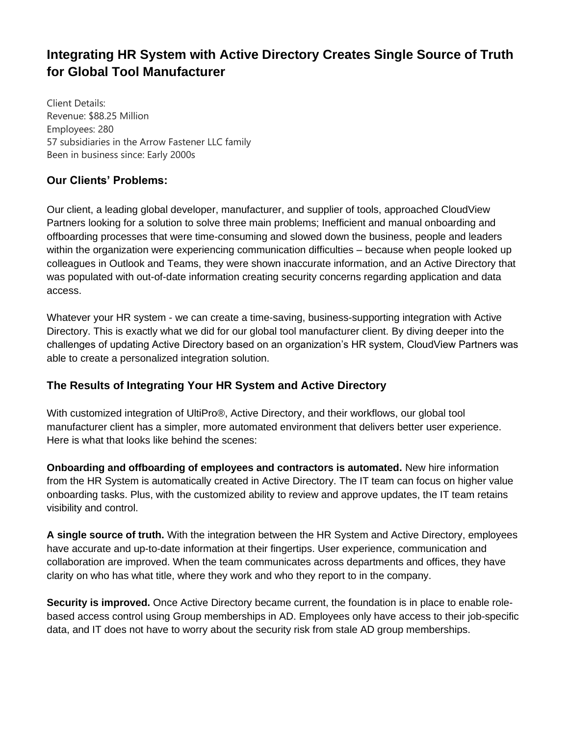# Integrating HR System with Active Directory Creates Single Source of Truth for Global Tool Manufacturer

Client Details:
Revenue: $88.25 Million
Employees: 280
57 subsidiaries in the Arrow Fastener LLC family
Been in business since: Early 2000s

## Our Clients' Problems:

Our client, a leading global developer, manufacturer, and supplier of tools, approached CloudView Partners looking for a solution to solve three main problems; Inefficient and manual onboarding and offboarding processes that were time-consuming and slowed down the business, people and leaders within the organization were experiencing communication difficulties – because when people looked up colleagues in Outlook and Teams, they were shown inaccurate information, and an Active Directory that was populated with out-of-date information creating security concerns regarding application and data access.

Whatever your HR system - we can create a time-saving, business-supporting integration with Active Directory. This is exactly what we did for our global tool manufacturer client. By diving deeper into the challenges of updating Active Directory based on an organization's HR system, CloudView Partners was able to create a personalized integration solution.

## The Results of Integrating Your HR System and Active Directory

With customized integration of UltiPro®, Active Directory, and their workflows, our global tool manufacturer client has a simpler, more automated environment that delivers better user experience. Here is what that looks like behind the scenes:

**Onboarding and offboarding of employees and contractors is automated.** New hire information from the HR System is automatically created in Active Directory. The IT team can focus on higher value onboarding tasks. Plus, with the customized ability to review and approve updates, the IT team retains visibility and control.

**A single source of truth.** With the integration between the HR System and Active Directory, employees have accurate and up-to-date information at their fingertips. User experience, communication and collaboration are improved. When the team communicates across departments and offices, they have clarity on who has what title, where they work and who they report to in the company.

**Security is improved.** Once Active Directory became current, the foundation is in place to enable role-based access control using Group memberships in AD. Employees only have access to their job-specific data, and IT does not have to worry about the security risk from stale AD group memberships.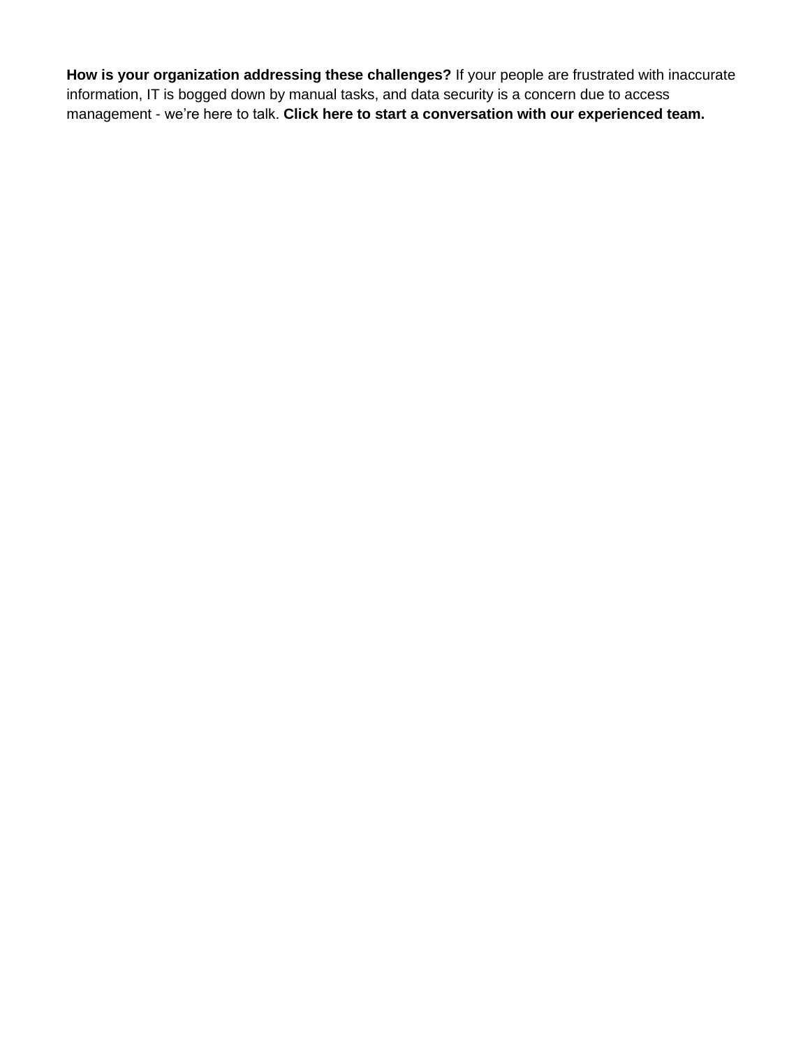**How is your organization addressing these challenges?** If your people are frustrated with inaccurate information, IT is bogged down by manual tasks, and data security is a concern due to access management - we're here to talk. **Click here to start a conversation with our experienced team.**